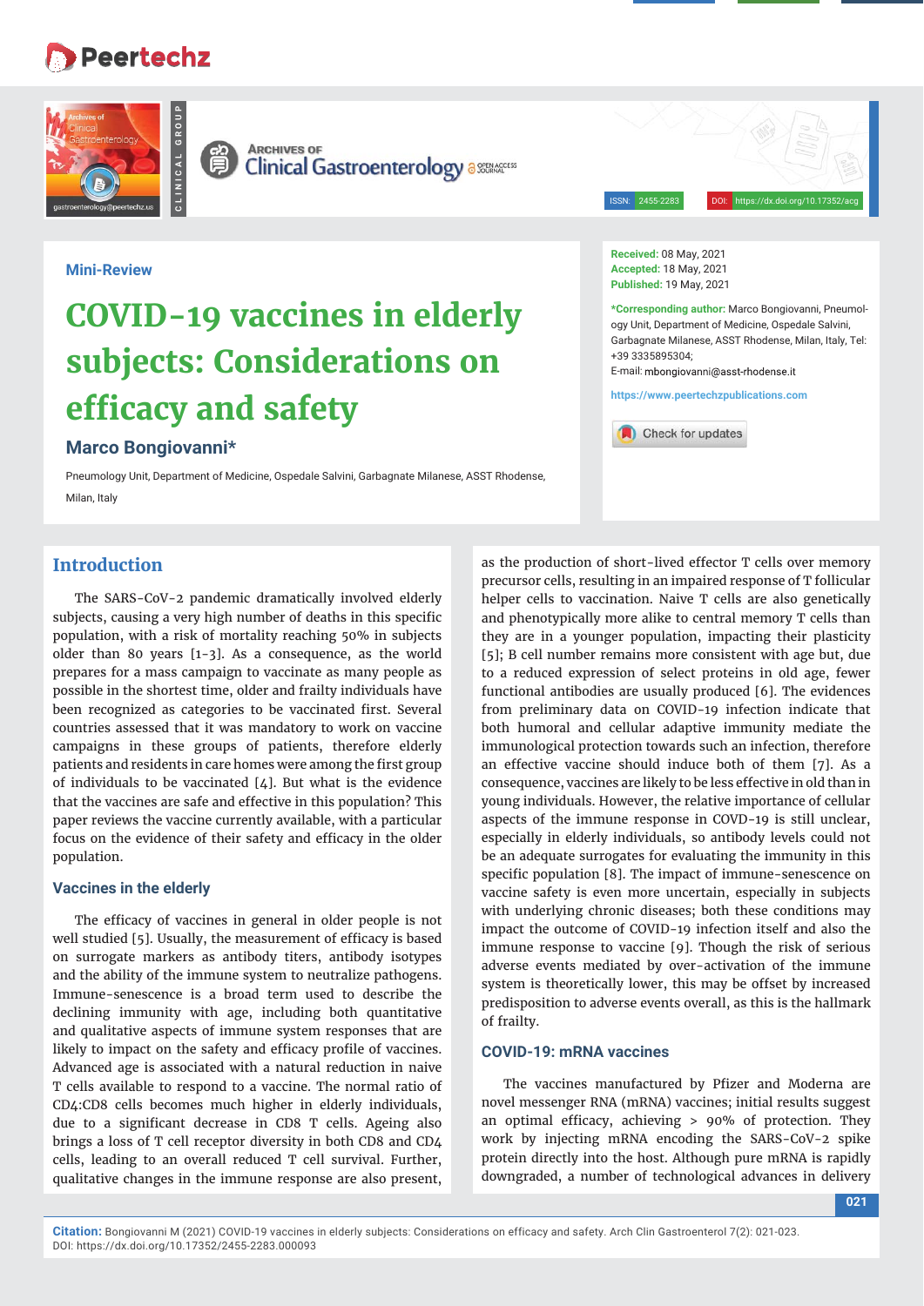**Mini-Review**

# COVID-19 vaccines in elderly subjects: Considerations on efficacy and safety

**Marco Bongiovanni***

Pneumology Unit, Department of Medicine, Ospedale Salvini, Garbagnate Milanese, ASST Rhodense, Milan, Italy

**Received:** 08 May, 2021
**Accepted:** 18 May, 2021
**Published:** 19 May, 2021

***Corresponding author:** Marco Bongiovanni, Pneumology Unit, Department of Medicine, Ospedale Salvini, Garbagnate Milanese, ASST Rhodense, Milan, Italy, Tel: +39 3335895304;
E-mail: mbongiovanni@asst-rhodense.it

https://www.peertechzpublications.com

## Introduction

The SARS-CoV-2 pandemic dramatically involved elderly subjects, causing a very high number of deaths in this specific population, with a risk of mortality reaching 50% in subjects older than 80 years [1-3]. As a consequence, as the world prepares for a mass campaign to vaccinate as many people as possible in the shortest time, older and frailty individuals have been recognized as categories to be vaccinated first. Several countries assessed that it was mandatory to work on vaccine campaigns in these groups of patients, therefore elderly patients and residents in care homes were among the first group of individuals to be vaccinated [4]. But what is the evidence that the vaccines are safe and effective in this population? This paper reviews the vaccine currently available, with a particular focus on the evidence of their safety and efficacy in the older population.

### Vaccines in the elderly

The efficacy of vaccines in general in older people is not well studied [5]. Usually, the measurement of efficacy is based on surrogate markers as antibody titers, antibody isotypes and the ability of the immune system to neutralize pathogens. Immune-senescence is a broad term used to describe the declining immunity with age, including both quantitative and qualitative aspects of immune system responses that are likely to impact on the safety and efficacy profile of vaccines. Advanced age is associated with a natural reduction in naive T cells available to respond to a vaccine. The normal ratio of CD4:CD8 cells becomes much higher in elderly individuals, due to a significant decrease in CD8 T cells. Ageing also brings a loss of T cell receptor diversity in both CD8 and CD4 cells, leading to an overall reduced T cell survival. Further, qualitative changes in the immune response are also present, as the production of short-lived effector T cells over memory precursor cells, resulting in an impaired response of T follicular helper cells to vaccination. Naive T cells are also genetically and phenotypically more alike to central memory T cells than they are in a younger population, impacting their plasticity [5]; B cell number remains more consistent with age but, due to a reduced expression of select proteins in old age, fewer functional antibodies are usually produced [6]. The evidences from preliminary data on COVID-19 infection indicate that both humoral and cellular adaptive immunity mediate the immunological protection towards such an infection, therefore an effective vaccine should induce both of them [7]. As a consequence, vaccines are likely to be less effective in old than in young individuals. However, the relative importance of cellular aspects of the immune response in COVD-19 is still unclear, especially in elderly individuals, so antibody levels could not be an adequate surrogates for evaluating the immunity in this specific population [8]. The impact of immune-senescence on vaccine safety is even more uncertain, especially in subjects with underlying chronic diseases; both these conditions may impact the outcome of COVID-19 infection itself and also the immune response to vaccine [9]. Though the risk of serious adverse events mediated by over-activation of the immune system is theoretically lower, this may be offset by increased predisposition to adverse events overall, as this is the hallmark of frailty.

### COVID-19: mRNA vaccines

The vaccines manufactured by Pfizer and Moderna are novel messenger RNA (mRNA) vaccines; initial results suggest an optimal efficacy, achieving > 90% of protection. They work by injecting mRNA encoding the SARS-CoV-2 spike protein directly into the host. Although pure mRNA is rapidly downgraded, a number of technological advances in delivery

**Citation:** Bongiovanni M (2021) COVID-19 vaccines in elderly subjects: Considerations on efficacy and safety. Arch Clin Gastroenterol 7(2): 021-023. DOI: https://dx.doi.org/10.17352/2455-2283.000093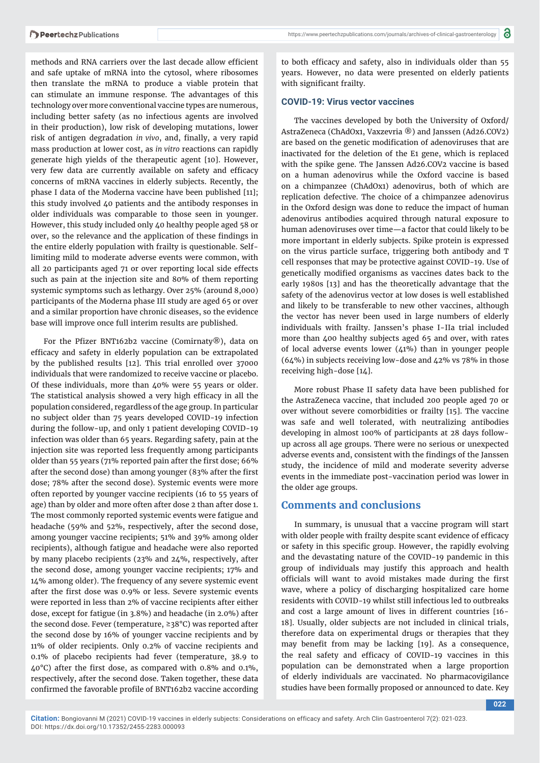methods and RNA carriers over the last decade allow efficient and safe uptake of mRNA into the cytosol, where ribosomes then translate the mRNA to produce a viable protein that can stimulate an immune response. The advantages of this technology over more conventional vaccine types are numerous, including better safety (as no infectious agents are involved in their production), low risk of developing mutations, lower risk of antigen degradation *in vivo*, and, finally, a very rapid mass production at lower cost, as *in vitro* reactions can rapidly generate high yields of the therapeutic agent [10]. However, very few data are currently available on safety and efficacy concerns of mRNA vaccines in elderly subjects. Recently, the phase I data of the Moderna vaccine have been published [11]; this study involved 40 patients and the antibody responses in older individuals was comparable to those seen in younger. However, this study included only 40 healthy people aged 58 or over, so the relevance and the application of these findings in the entire elderly population with frailty is questionable. Self-limiting mild to moderate adverse events were common, with all 20 participants aged 71 or over reporting local side effects such as pain at the injection site and 80% of them reporting systemic symptoms such as lethargy. Over 25% (around 8,000) participants of the Moderna phase III study are aged 65 or over and a similar proportion have chronic diseases, so the evidence base will improve once full interim results are published.

For the Pfizer BNT162b2 vaccine (Comirnaty®), data on efficacy and safety in elderly population can be extrapolated by the published results [12]. This trial enrolled over 37000 individuals that were randomized to receive vaccine or placebo. Of these individuals, more than 40% were 55 years or older. The statistical analysis showed a very high efficacy in all the population considered, regardless of the age group. In particular no subject older than 75 years developed COVID-19 infection during the follow-up, and only 1 patient developing COVID-19 infection was older than 65 years. Regarding safety, pain at the injection site was reported less frequently among participants older than 55 years (71% reported pain after the first dose; 66% after the second dose) than among younger (83% after the first dose; 78% after the second dose). Systemic events were more often reported by younger vaccine recipients (16 to 55 years of age) than by older and more often after dose 2 than after dose 1. The most commonly reported systemic events were fatigue and headache (59% and 52%, respectively, after the second dose, among younger vaccine recipients; 51% and 39% among older recipients), although fatigue and headache were also reported by many placebo recipients (23% and 24%, respectively, after the second dose, among younger vaccine recipients; 17% and 14% among older). The frequency of any severe systemic event after the first dose was 0.9% or less. Severe systemic events were reported in less than 2% of vaccine recipients after either dose, except for fatigue (in 3.8%) and headache (in 2.0%) after the second dose. Fever (temperature, ≥38°C) was reported after the second dose by 16% of younger vaccine recipients and by 11% of older recipients. Only 0.2% of vaccine recipients and 0.1% of placebo recipients had fever (temperature, 38.9 to 40°C) after the first dose, as compared with 0.8% and 0.1%, respectively, after the second dose. Taken together, these data confirmed the favorable profile of BNT162b2 vaccine according to both efficacy and safety, also in individuals older than 55 years. However, no data were presented on elderly patients with significant frailty.

### COVID-19: Virus vector vaccines

The vaccines developed by both the University of Oxford/AstraZeneca (ChAdOx1, Vaxzevria ®) and Janssen (Ad26.COV2) are based on the genetic modification of adenoviruses that are inactivated for the deletion of the E1 gene, which is replaced with the spike gene. The Janssen Ad26.COV2 vaccine is based on a human adenovirus while the Oxford vaccine is based on a chimpanzee (ChAdOx1) adenovirus, both of which are replication defective. The choice of a chimpanzee adenovirus in the Oxford design was done to reduce the impact of human adenovirus antibodies acquired through natural exposure to human adenoviruses over time—a factor that could likely to be more important in elderly subjects. Spike protein is expressed on the virus particle surface, triggering both antibody and T cell responses that may be protective against COVID-19. Use of genetically modified organisms as vaccines dates back to the early 1980s [13] and has the theoretically advantage that the safety of the adenovirus vector at low doses is well established and likely to be transferable to new other vaccines, although the vector has never been used in large numbers of elderly individuals with frailty. Janssen's phase I-IIa trial included more than 400 healthy subjects aged 65 and over, with rates of local adverse events lower (41%) than in younger people (64%) in subjects receiving low-dose and 42% vs 78% in those receiving high-dose [14].

More robust Phase II safety data have been published for the AstraZeneca vaccine, that included 200 people aged 70 or over without severe comorbidities or frailty [15]. The vaccine was safe and well tolerated, with neutralizing antibodies developing in almost 100% of participants at 28 days follow-up across all age groups. There were no serious or unexpected adverse events and, consistent with the findings of the Janssen study, the incidence of mild and moderate severity adverse events in the immediate post-vaccination period was lower in the older age groups.

## Comments and conclusions

In summary, is unusual that a vaccine program will start with older people with frailty despite scant evidence of efficacy or safety in this specific group. However, the rapidly evolving and the devastating nature of the COVID-19 pandemic in this group of individuals may justify this approach and health officials will want to avoid mistakes made during the first wave, where a policy of discharging hospitalized care home residents with COVID-19 whilst still infectious led to outbreaks and cost a large amount of lives in different countries [16-18]. Usually, older subjects are not included in clinical trials, therefore data on experimental drugs or therapies that they may benefit from may be lacking [19]. As a consequence, the real safety and efficacy of COVID-19 vaccines in this population can be demonstrated when a large proportion of elderly individuals are vaccinated. No pharmacovigilance studies have been formally proposed or announced to date. Key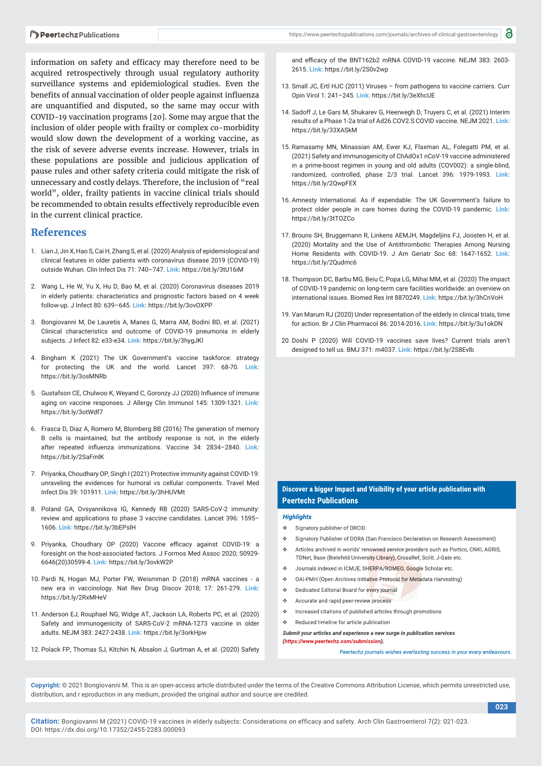information on safety and efficacy may therefore need to be acquired retrospectively through usual regulatory authority surveillance systems and epidemiological studies. Even the benefits of annual vaccination of older people against influenza are unquantified and disputed, so the same may occur with COVID-19 vaccination programs [20]. Some may argue that the inclusion of older people with frailty or complex co-morbidity would slow down the development of a working vaccine, as the risk of severe adverse events increase. However, trials in these populations are possible and judicious application of pause rules and other safety criteria could mitigate the risk of unnecessary and costly delays. Therefore, the inclusion of "real world", older, frailty patients in vaccine clinical trials should be recommended to obtain results effectively reproducible even in the current clinical practice.

## References

1. Lian J, Jin X, Hao S, Cai H, Zhang S, et al. (2020) Analysis of epidemiological and clinical features in older patients with coronavirus disease 2019 (COVID-19) outside Wuhan. Clin Infect Dis 71: 740–747. **Link:** https://bit.ly/3tU16iM

2. Wang L, He W, Yu X, Hu D, Bao M, et al. (2020) Coronavirus diseases 2019 in elderly patients: characteristics and prognostic factors based on 4 week follow-up. J Infect 80: 639–645. **Link:** https://bit.ly/3ovOXPP

3. Bongiovanni M, De Lauretis A, Manes G, Marra AM, Bodini BD, et al. (2021) Clinical characteristics and outcome of COVID-19 pneumonia in elderly subjects. J Infect 82: e33-e34. **Link:** https://bit.ly/3hygJKl

4. Bingham K (2021) The UK Government's vaccine taskforce: strategy for protecting the UK and the world. Lancet 397: 68-70. **Link:** https://bit.ly/3osMNRb

5. Gustafson CE, Chulwoo K, Weyand C, Goronzy JJ (2020) Influence of immune aging on vaccine responses. J Allergy Clin Immunol 145: 1309-1321. **Link:** https://bit.ly/3otWdf7

6. Frasca D, Diaz A, Romero M, Blomberg BB (2016) The generation of memory B cells is maintained, but the antibody response is not, in the elderly after repeated influenza immunizations. Vaccine 34: 2834–2840. **Link:** https://bit.ly/2SaFmlK

7. Priyanka, Choudhary OP, Singh I (2021) Protective immunity against COVID-19: unraveling the evidences for humoral vs cellular components. Travel Med Infect Dis 39: 101911. **Link:** https://bit.ly/3hHUVMt

8. Poland GA, Ovsyannikova IG, Kennedy RB (2020) SARS-CoV-2 immunity: review and applications to phase 3 vaccine candidates. Lancet 396: 1595–1606. **Link:** https://bit.ly/3bEPslH

9. Priyanka, Choudhary OP (2020) Vaccine efficacy against COVID-19: a foresight on the host-associated factors. J Formos Med Assoc 2020; S0929-6646(20)30599-4. **Link:** https://bit.ly/3ovkW2P

10. Pardi N, Hogan MJ, Porter FW, Weissman D (2018) mRNA vaccines - a new era in vaccinology. Nat Rev Drug Discov 2018; 17: 261-279. **Link:** https://bit.ly/2RxMHeV

11. Anderson EJ, Rouphael NG, Widge AT, Jackson LA, Roberts PC, et al. (2020) Safety and immunogenicity of SARS-CoV-2 mRNA-1273 vaccine in older adults. NEJM 383: 2427-2438. **Link:** https://bit.ly/3orkHpw

12. Polack FP, Thomas SJ, Kitchin N, Absalon J, Gurtman A, et al. (2020) Safety and efficacy of the BNT162b2 mRNA COVID-19 vaccine. NEJM 383: 2603-2615. **Link:** https://bit.ly/2S0v2wp

13. Small JC, Ertl HJC (2011) Viruses – from pathogens to vaccine carriers. Curr Opin Virol 1: 241–245. **Link:** https://bit.ly/3eXhcUE

14. Sadoff J, Le Gars M, Shukarev G, Heerwegh D, Truyers C, et al. (2021) Interim results of a Phase 1-2a trial of Ad26.COV2.S COVID vaccine. NEJM 2021. **Link:** https://bit.ly/33XASkM

15. Ramasamy MN, Minassian AM, Ewer KJ, Flaxman AL, Folegatti PM, et al. (2021) Safety and immunogenicity of ChAdOx1 nCoV-19 vaccine administered in a prime-boost regimen in young and old adults (COV002): a single-blind, randomized, controlled, phase 2/3 trial. Lancet 396: 1979-1993. **Link:** https://bit.ly/2QwpFEX

16. Amnesty International. As if expendable: The UK Government's failure to protect older people in care homes during the COVID-19 pandemic. **Link:** https://bit.ly/3tTOZCo

17. Brouns SH, Bruggemann R, Linkens AEMJH, Magdeljins FJ, Joosten H, et al. (2020) Mortality and the Use of Antithrombotic Therapies Among Nursing Home Residents with COVID-19. J Am Geriatr Soc 68: 1647-1652. **Link:** https://bit.ly/2Qudmc6

18. Thompson DC, Barbu MG, Beiu C, Popa LG, Mihai MM, et al. (2020) The impact of COVID-19 pandemic on long-term care facilities worldwide: an overview on international issues. Biomed Res Int 8870249. **Link:** https://bit.ly/3hCnVoH

19. Van Marum RJ (2020) Under representation of the elderly in clinical trials, time for action. Br J Clin Pharmacol 86: 2014-2016. **Link:** https://bit.ly/3u1okDN

20. Doshi P (2020) Will COVID-19 vaccines save lives? Current trials aren't designed to tell us. BMJ 371: m4037. **Link:** https://bit.ly/2S8Evlb

**Discover a bigger Impact and Visibility of your article publication with Peertechz Publications**

***Highlights***

- Signatory publisher of ORCID
- Signatory Publisher of DORA (San Francisco Declaration on Research Assessment)
- Articles archived in worlds' renowned service providers such as Portico, CNKI, AGRIS, TDNet, Base (Bielefeld University Library), CrossRef, Scilit, J-Gate etc.
- Journals indexed in ICMJE, SHERPA/ROMEO, Google Scholar etc.
- OAI-PMH (Open Archives Initiative Protocol for Metadata Harvesting)
- Dedicated Editorial Board for every journal
- Accurate and rapid peer-review process
- Increased citations of published articles through promotions
- Reduced timeline for article publication

***Submit your articles and experience a new surge in publication services (https://www.peertechz.com/submission).***

*Peertechz journals wishes everlasting success in your every endeavours.*

**Copyright:** © 2021 Bongiovanni M. This is an open-access article distributed under the terms of the Creative Commons Attribution License, which permits unrestricted use, distribution, and r eproduction in any medium, provided the original author and source are credited.

**Citation:** Bongiovanni M (2021) COVID-19 vaccines in elderly subjects: Considerations on efficacy and safety. Arch Clin Gastroenterol 7(2): 021-023. DOI: https://dx.doi.org/10.17352/2455-2283.000093